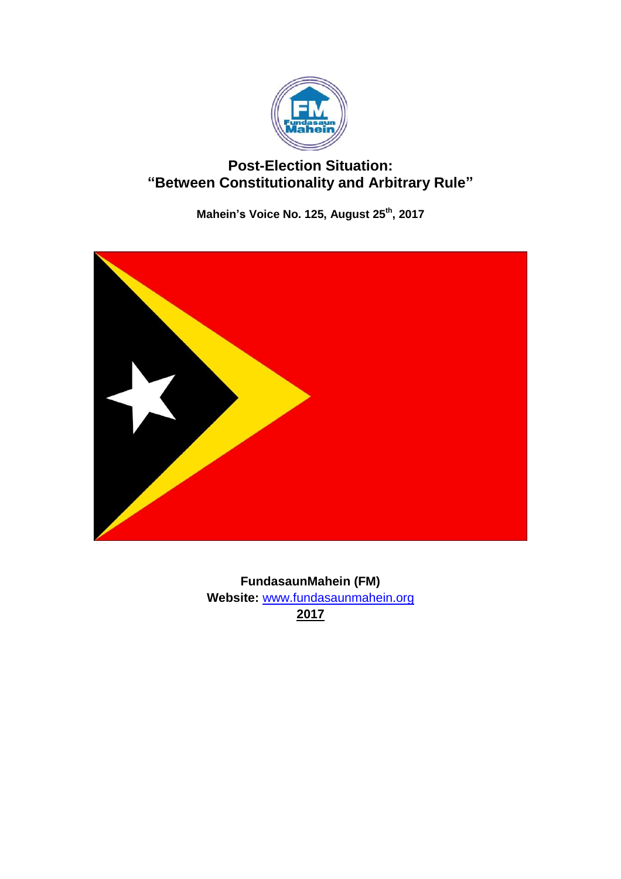# Post-Election Situation: "Between Constitutionality and Arbitrary Rule"

**Mahein's Voice No. 125, August 25th, 2017**

**FundasaunMahein (FM)**
**Website:** www.fundasaunmahein.org
**2017**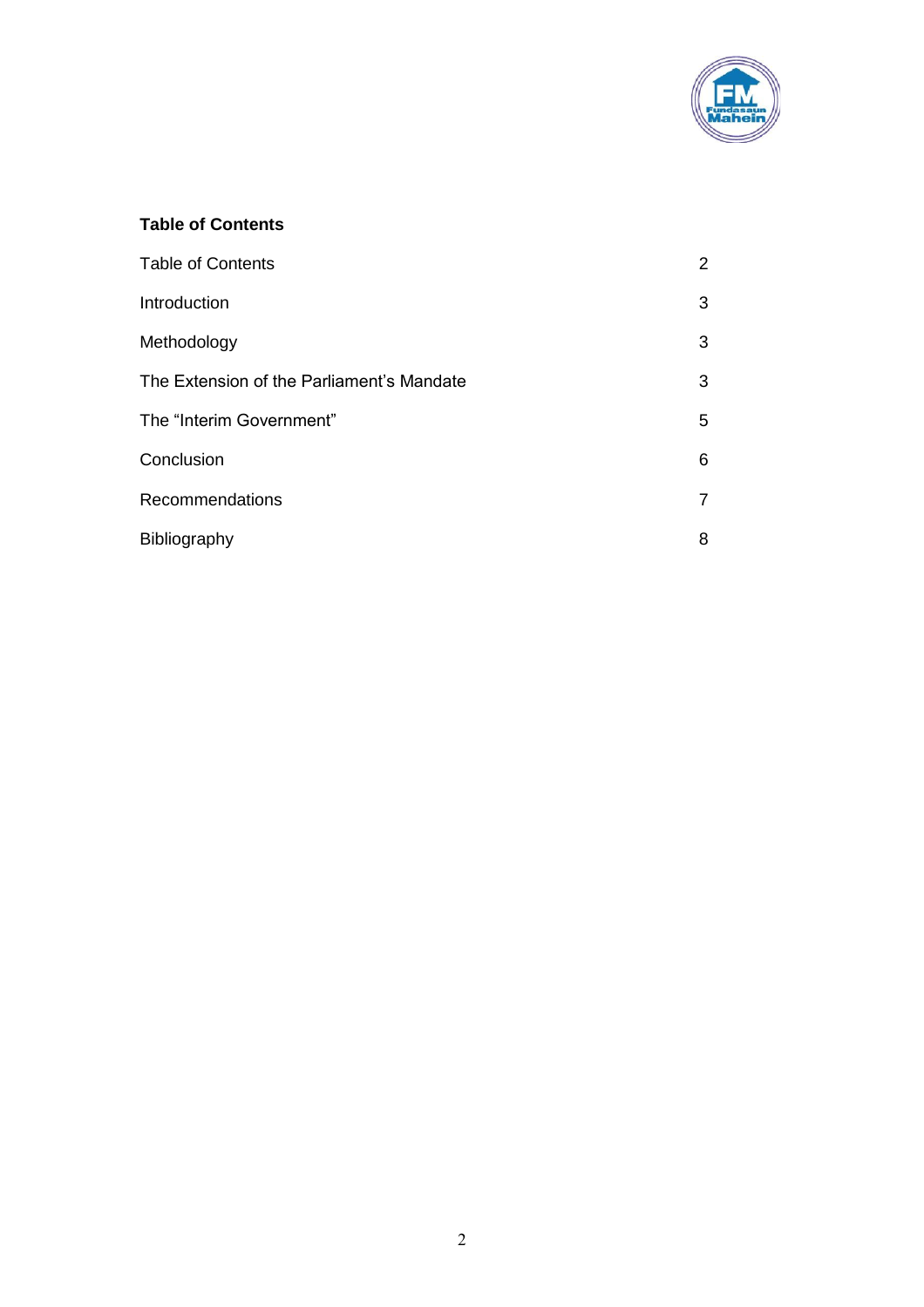**Table of Contents**

| | |
|---|---|
| Table of Contents | 2 |
| Introduction | 3 |
| Methodology | 3 |
| The Extension of the Parliament's Mandate | 3 |
| The "Interim Government" | 5 |
| Conclusion | 6 |
| Recommendations | 7 |
| Bibliography | 8 |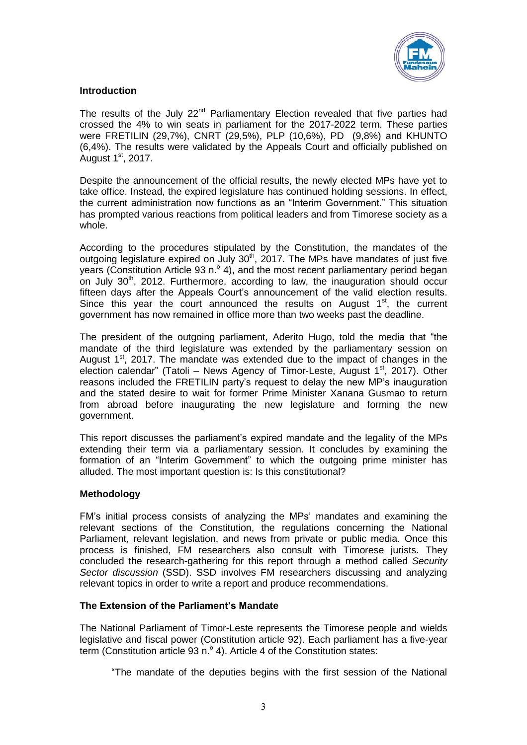## Introduction

The results of the July 22nd Parliamentary Election revealed that five parties had crossed the 4% to win seats in parliament for the 2017-2022 term. These parties were FRETILIN (29,7%), CNRT (29,5%), PLP (10,6%), PD (9,8%) and KHUNTO (6,4%). The results were validated by the Appeals Court and officially published on August 1st, 2017.

Despite the announcement of the official results, the newly elected MPs have yet to take office. Instead, the expired legislature has continued holding sessions. In effect, the current administration now functions as an "Interim Government." This situation has prompted various reactions from political leaders and from Timorese society as a whole.

According to the procedures stipulated by the Constitution, the mandates of the outgoing legislature expired on July 30th, 2017. The MPs have mandates of just five years (Constitution Article 93 n.º 4), and the most recent parliamentary period began on July 30th, 2012. Furthermore, according to law, the inauguration should occur fifteen days after the Appeals Court's announcement of the valid election results. Since this year the court announced the results on August 1st, the current government has now remained in office more than two weeks past the deadline.

The president of the outgoing parliament, Aderito Hugo, told the media that "the mandate of the third legislature was extended by the parliamentary session on August 1st, 2017. The mandate was extended due to the impact of changes in the election calendar" (Tatoli – News Agency of Timor-Leste, August 1st, 2017). Other reasons included the FRETILIN party's request to delay the new MP's inauguration and the stated desire to wait for former Prime Minister Xanana Gusmao to return from abroad before inaugurating the new legislature and forming the new government.

This report discusses the parliament's expired mandate and the legality of the MPs extending their term via a parliamentary session. It concludes by examining the formation of an "Interim Government" to which the outgoing prime minister has alluded. The most important question is: Is this constitutional?

## Methodology

FM's initial process consists of analyzing the MPs' mandates and examining the relevant sections of the Constitution, the regulations concerning the National Parliament, relevant legislation, and news from private or public media. Once this process is finished, FM researchers also consult with Timorese jurists. They concluded the research-gathering for this report through a method called *Security Sector discussion* (SSD). SSD involves FM researchers discussing and analyzing relevant topics in order to write a report and produce recommendations.

## The Extension of the Parliament's Mandate

The National Parliament of Timor-Leste represents the Timorese people and wields legislative and fiscal power (Constitution article 92). Each parliament has a five-year term (Constitution article 93 n.º 4). Article 4 of the Constitution states:

> "The mandate of the deputies begins with the first session of the National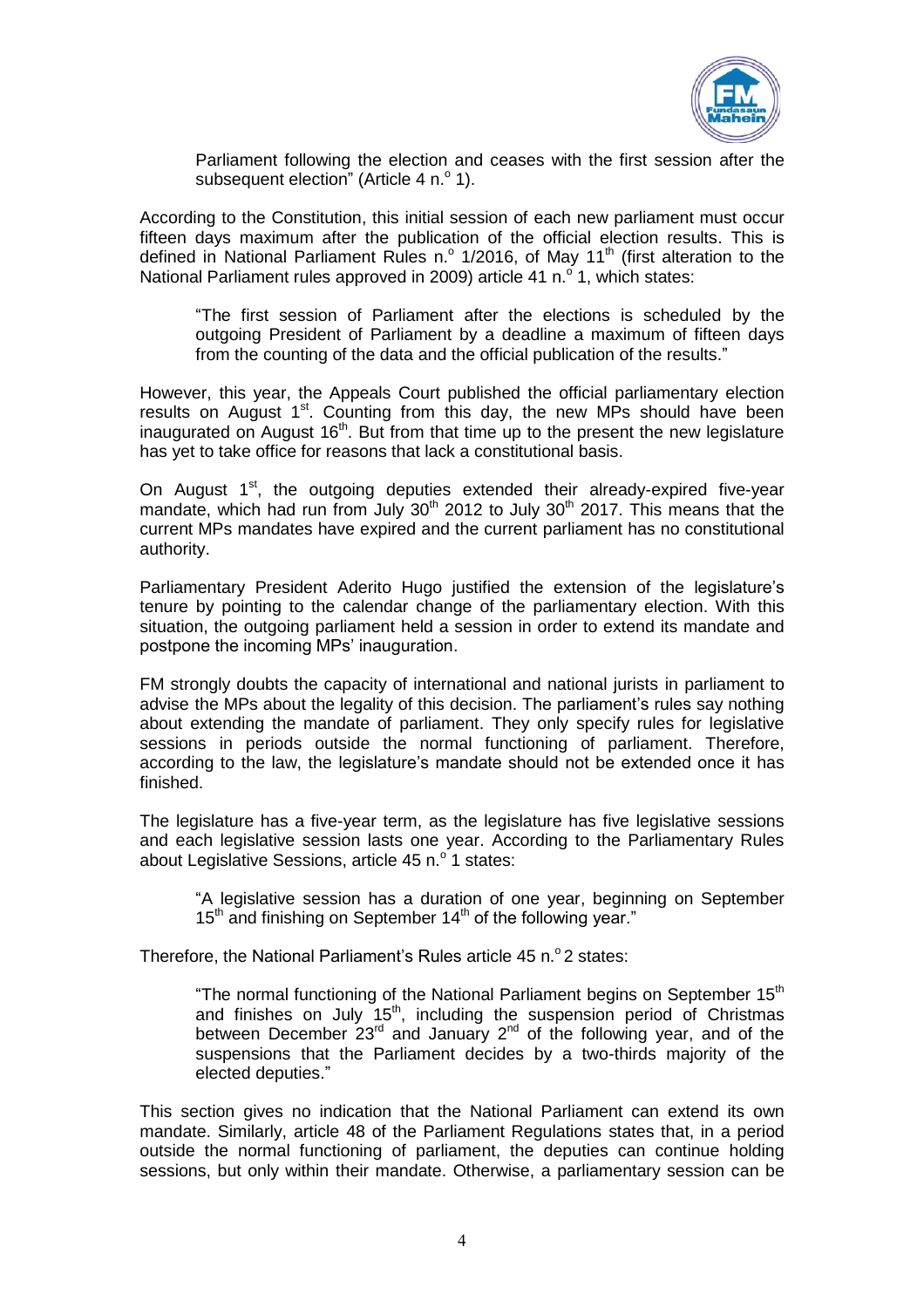> Parliament following the election and ceases with the first session after the subsequent election" (Article 4 n.º 1).

According to the Constitution, this initial session of each new parliament must occur fifteen days maximum after the publication of the official election results. This is defined in National Parliament Rules n.º 1/2016, of May 11th (first alteration to the National Parliament rules approved in 2009) article 41 n.º 1, which states:

> "The first session of Parliament after the elections is scheduled by the outgoing President of Parliament by a deadline a maximum of fifteen days from the counting of the data and the official publication of the results."

However, this year, the Appeals Court published the official parliamentary election results on August 1st. Counting from this day, the new MPs should have been inaugurated on August 16th. But from that time up to the present the new legislature has yet to take office for reasons that lack a constitutional basis.

On August 1st, the outgoing deputies extended their already-expired five-year mandate, which had run from July 30th 2012 to July 30th 2017. This means that the current MPs mandates have expired and the current parliament has no constitutional authority.

Parliamentary President Aderito Hugo justified the extension of the legislature's tenure by pointing to the calendar change of the parliamentary election. With this situation, the outgoing parliament held a session in order to extend its mandate and postpone the incoming MPs' inauguration.

FM strongly doubts the capacity of international and national jurists in parliament to advise the MPs about the legality of this decision. The parliament's rules say nothing about extending the mandate of parliament. They only specify rules for legislative sessions in periods outside the normal functioning of parliament. Therefore, according to the law, the legislature's mandate should not be extended once it has finished.

The legislature has a five-year term, as the legislature has five legislative sessions and each legislative session lasts one year. According to the Parliamentary Rules about Legislative Sessions, article 45 n.º 1 states:

> "A legislative session has a duration of one year, beginning on September 15th and finishing on September 14th of the following year."

Therefore, the National Parliament's Rules article 45 n.º 2 states:

> "The normal functioning of the National Parliament begins on September 15th and finishes on July 15th, including the suspension period of Christmas between December 23rd and January 2nd of the following year, and of the suspensions that the Parliament decides by a two-thirds majority of the elected deputies."

This section gives no indication that the National Parliament can extend its own mandate. Similarly, article 48 of the Parliament Regulations states that, in a period outside the normal functioning of parliament, the deputies can continue holding sessions, but only within their mandate. Otherwise, a parliamentary session can be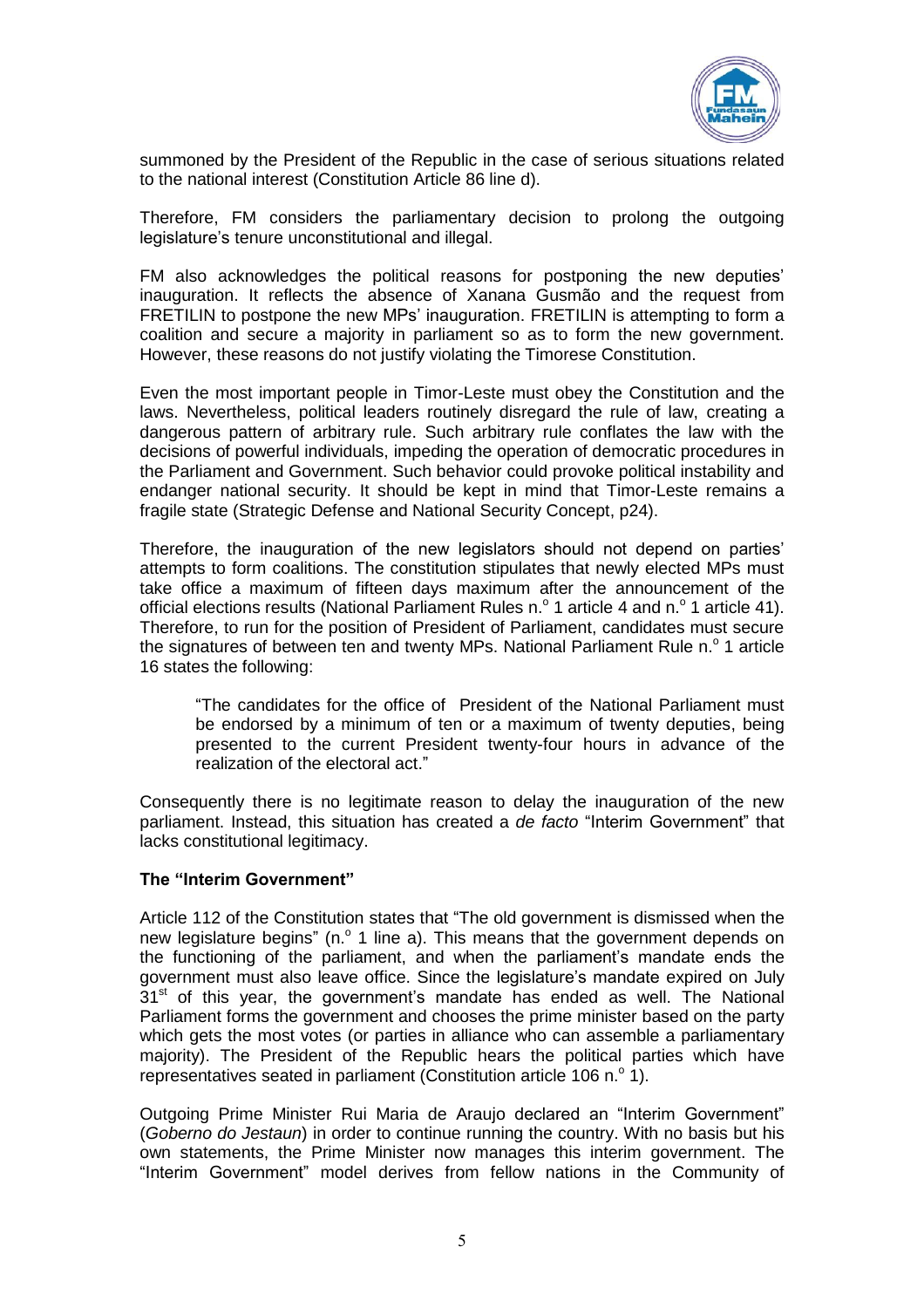summoned by the President of the Republic in the case of serious situations related to the national interest (Constitution Article 86 line d).

Therefore, FM considers the parliamentary decision to prolong the outgoing legislature's tenure unconstitutional and illegal.

FM also acknowledges the political reasons for postponing the new deputies' inauguration. It reflects the absence of Xanana Gusmão and the request from FRETILIN to postpone the new MPs' inauguration. FRETILIN is attempting to form a coalition and secure a majority in parliament so as to form the new government. However, these reasons do not justify violating the Timorese Constitution.

Even the most important people in Timor-Leste must obey the Constitution and the laws. Nevertheless, political leaders routinely disregard the rule of law, creating a dangerous pattern of arbitrary rule. Such arbitrary rule conflates the law with the decisions of powerful individuals, impeding the operation of democratic procedures in the Parliament and Government. Such behavior could provoke political instability and endanger national security. It should be kept in mind that Timor-Leste remains a fragile state (Strategic Defense and National Security Concept, p24).

Therefore, the inauguration of the new legislators should not depend on parties' attempts to form coalitions. The constitution stipulates that newly elected MPs must take office a maximum of fifteen days maximum after the announcement of the official elections results (National Parliament Rules n.º 1 article 4 and n.º 1 article 41). Therefore, to run for the position of President of Parliament, candidates must secure the signatures of between ten and twenty MPs. National Parliament Rule n.º 1 article 16 states the following:

> "The candidates for the office of President of the National Parliament must be endorsed by a minimum of ten or a maximum of twenty deputies, being presented to the current President twenty-four hours in advance of the realization of the electoral act."

Consequently there is no legitimate reason to delay the inauguration of the new parliament. Instead, this situation has created a *de facto* "Interim Government" that lacks constitutional legitimacy.

**The "Interim Government"**

Article 112 of the Constitution states that "The old government is dismissed when the new legislature begins" (n.º 1 line a). This means that the government depends on the functioning of the parliament, and when the parliament's mandate ends the government must also leave office. Since the legislature's mandate expired on July 31st of this year, the government's mandate has ended as well. The National Parliament forms the government and chooses the prime minister based on the party which gets the most votes (or parties in alliance who can assemble a parliamentary majority). The President of the Republic hears the political parties which have representatives seated in parliament (Constitution article 106 n.º 1).

Outgoing Prime Minister Rui Maria de Araujo declared an "Interim Government" (*Goberno do Jestaun*) in order to continue running the country. With no basis but his own statements, the Prime Minister now manages this interim government. The "Interim Government" model derives from fellow nations in the Community of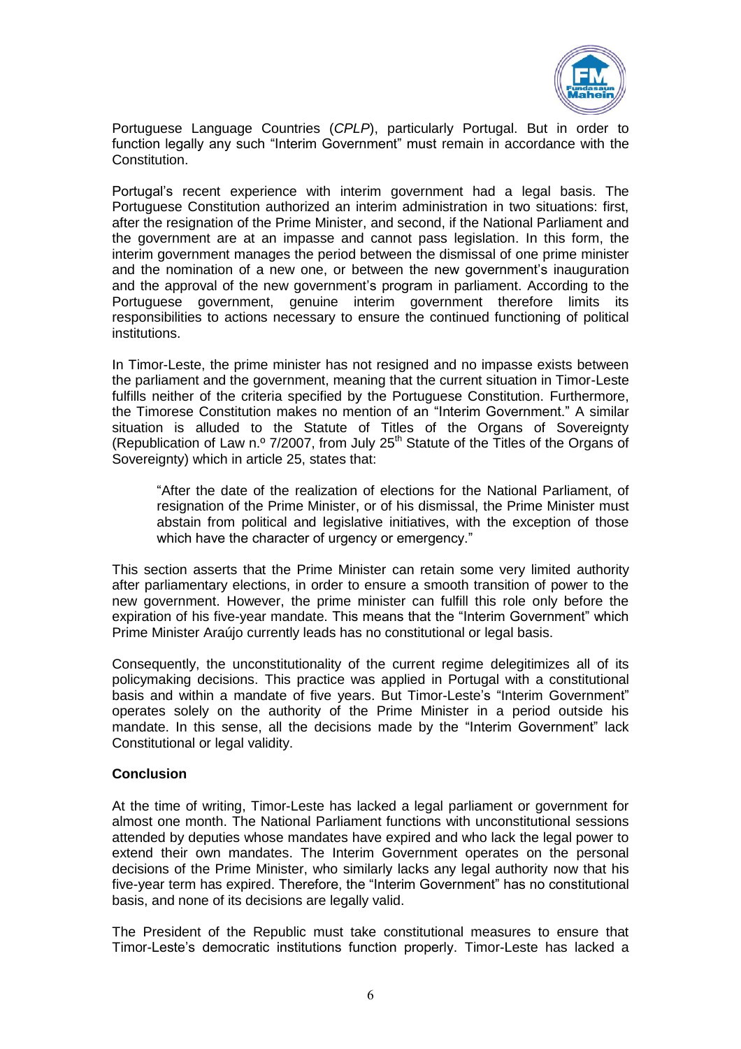Portuguese Language Countries (*CPLP*), particularly Portugal. But in order to function legally any such "Interim Government" must remain in accordance with the Constitution.

Portugal's recent experience with interim government had a legal basis. The Portuguese Constitution authorized an interim administration in two situations: first, after the resignation of the Prime Minister, and second, if the National Parliament and the government are at an impasse and cannot pass legislation. In this form, the interim government manages the period between the dismissal of one prime minister and the nomination of a new one, or between the new government's inauguration and the approval of the new government's program in parliament. According to the Portuguese government, genuine interim government therefore limits its responsibilities to actions necessary to ensure the continued functioning of political institutions.

In Timor-Leste, the prime minister has not resigned and no impasse exists between the parliament and the government, meaning that the current situation in Timor-Leste fulfills neither of the criteria specified by the Portuguese Constitution. Furthermore, the Timorese Constitution makes no mention of an "Interim Government." A similar situation is alluded to the Statute of Titles of the Organs of Sovereignty (Republication of Law n.º 7/2007, from July 25th Statute of the Titles of the Organs of Sovereignty) which in article 25, states that:

> "After the date of the realization of elections for the National Parliament, of resignation of the Prime Minister, or of his dismissal, the Prime Minister must abstain from political and legislative initiatives, with the exception of those which have the character of urgency or emergency."

This section asserts that the Prime Minister can retain some very limited authority after parliamentary elections, in order to ensure a smooth transition of power to the new government. However, the prime minister can fulfill this role only before the expiration of his five-year mandate. This means that the "Interim Government" which Prime Minister Araújo currently leads has no constitutional or legal basis.

Consequently, the unconstitutionality of the current regime delegitimizes all of its policymaking decisions. This practice was applied in Portugal with a constitutional basis and within a mandate of five years. But Timor-Leste's "Interim Government" operates solely on the authority of the Prime Minister in a period outside his mandate. In this sense, all the decisions made by the "Interim Government" lack Constitutional or legal validity.

**Conclusion**

At the time of writing, Timor-Leste has lacked a legal parliament or government for almost one month. The National Parliament functions with unconstitutional sessions attended by deputies whose mandates have expired and who lack the legal power to extend their own mandates. The Interim Government operates on the personal decisions of the Prime Minister, who similarly lacks any legal authority now that his five-year term has expired. Therefore, the "Interim Government" has no constitutional basis, and none of its decisions are legally valid.

The President of the Republic must take constitutional measures to ensure that Timor-Leste's democratic institutions function properly. Timor-Leste has lacked a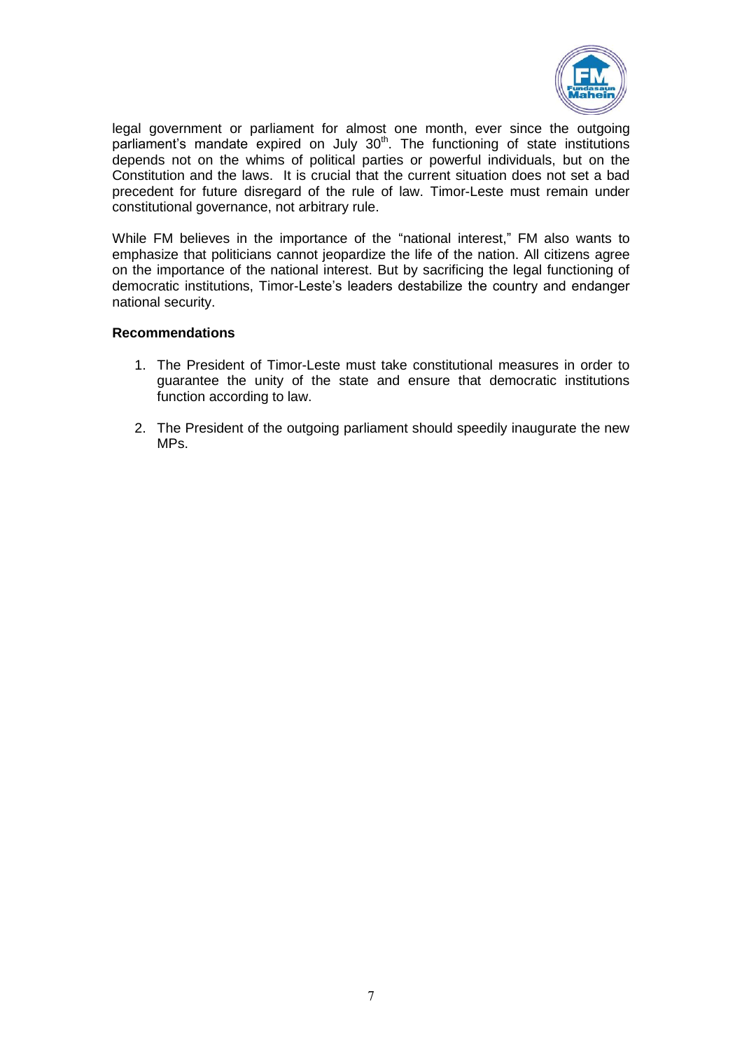legal government or parliament for almost one month, ever since the outgoing parliament's mandate expired on July 30th. The functioning of state institutions depends not on the whims of political parties or powerful individuals, but on the Constitution and the laws. It is crucial that the current situation does not set a bad precedent for future disregard of the rule of law. Timor-Leste must remain under constitutional governance, not arbitrary rule.

While FM believes in the importance of the "national interest," FM also wants to emphasize that politicians cannot jeopardize the life of the nation. All citizens agree on the importance of the national interest. But by sacrificing the legal functioning of democratic institutions, Timor-Leste's leaders destabilize the country and endanger national security.

**Recommendations**

1. The President of Timor-Leste must take constitutional measures in order to guarantee the unity of the state and ensure that democratic institutions function according to law.

2. The President of the outgoing parliament should speedily inaugurate the new MPs.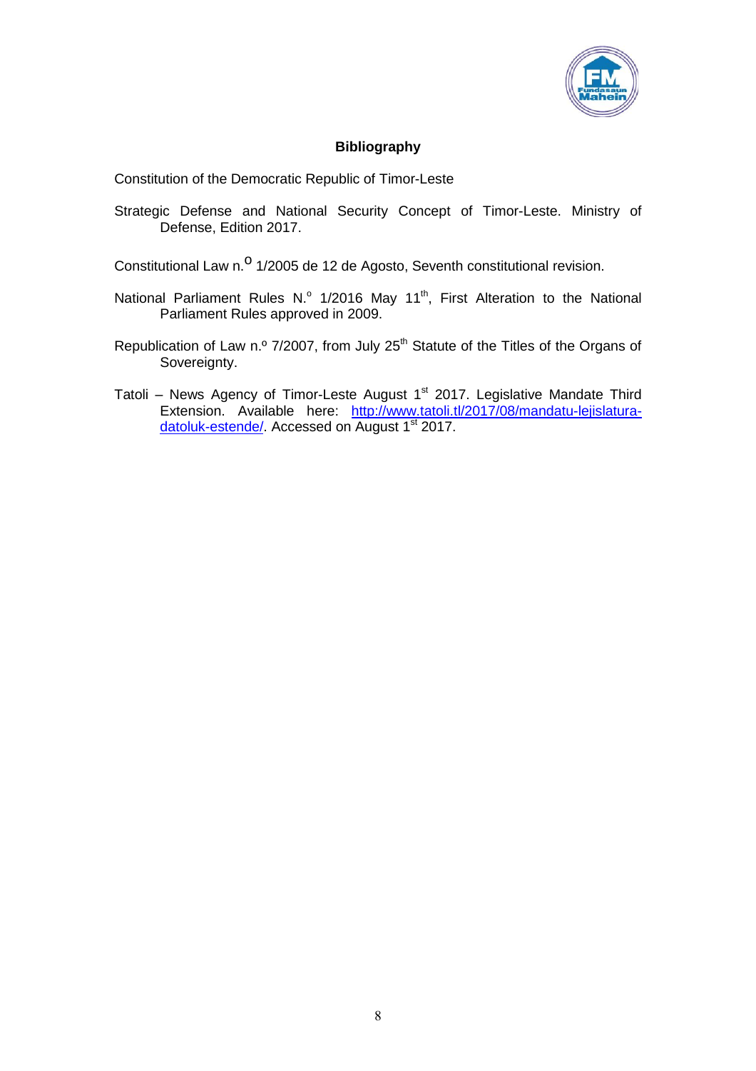**Bibliography**

Constitution of the Democratic Republic of Timor-Leste

Strategic Defense and National Security Concept of Timor-Leste. Ministry of Defense, Edition 2017.

Constitutional Law n.º 1/2005 de 12 de Agosto, Seventh constitutional revision.

National Parliament Rules N.º 1/2016 May 11th, First Alteration to the National Parliament Rules approved in 2009.

Republication of Law n.º 7/2007, from July 25th Statute of the Titles of the Organs of Sovereignty.

Tatoli – News Agency of Timor-Leste August 1st 2017. Legislative Mandate Third Extension. Available here: http://www.tatoli.tl/2017/08/mandatu-lejislatura-datoluk-estende/. Accessed on August 1st 2017.